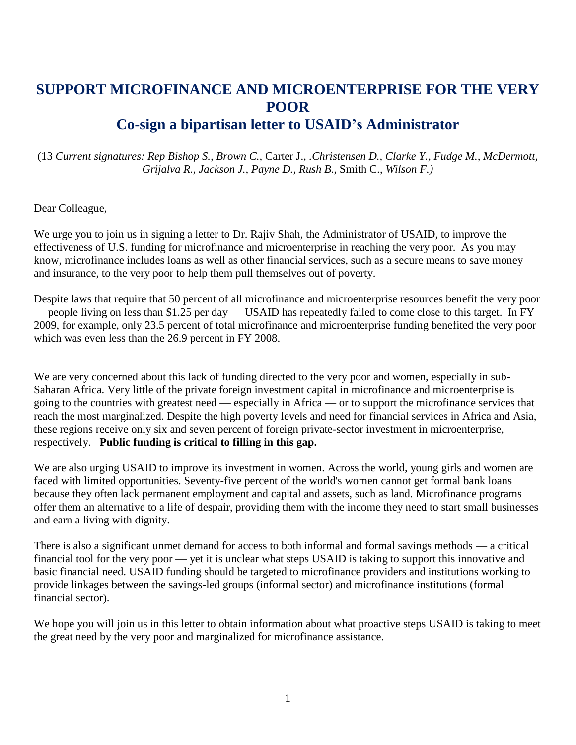# SUPPORT MICROFINANCE AND MICROENTERPRISE FOR THE VERY POOR

## Co-sign a bipartisan letter to USAID's Administrator

(13 *Current signatures: Rep Bishop S., Brown C.,* Carter J., *.Christensen D., Clarke Y., Fudge M., McDermott, Grijalva R., Jackson J., Payne D., Rush B.*, Smith C., *Wilson F.)*

Dear Colleague,

We urge you to join us in signing a letter to Dr. Rajiv Shah, the Administrator of USAID, to improve the effectiveness of U.S. funding for microfinance and microenterprise in reaching the very poor. As you may know, microfinance includes loans as well as other financial services, such as a secure means to save money and insurance, to the very poor to help them pull themselves out of poverty.

Despite laws that require that 50 percent of all microfinance and microenterprise resources benefit the very poor — people living on less than $1.25 per day — USAID has repeatedly failed to come close to this target. In FY 2009, for example, only 23.5 percent of total microfinance and microenterprise funding benefited the very poor which was even less than the 26.9 percent in FY 2008.

We are very concerned about this lack of funding directed to the very poor and women, especially in sub-Saharan Africa. Very little of the private foreign investment capital in microfinance and microenterprise is going to the countries with greatest need — especially in Africa — or to support the microfinance services that reach the most marginalized. Despite the high poverty levels and need for financial services in Africa and Asia, these regions receive only six and seven percent of foreign private-sector investment in microenterprise, respectively. **Public funding is critical to filling in this gap.**

We are also urging USAID to improve its investment in women. Across the world, young girls and women are faced with limited opportunities. Seventy-five percent of the world's women cannot get formal bank loans because they often lack permanent employment and capital and assets, such as land. Microfinance programs offer them an alternative to a life of despair, providing them with the income they need to start small businesses and earn a living with dignity.

There is also a significant unmet demand for access to both informal and formal savings methods — a critical financial tool for the very poor — yet it is unclear what steps USAID is taking to support this innovative and basic financial need. USAID funding should be targeted to microfinance providers and institutions working to provide linkages between the savings-led groups (informal sector) and microfinance institutions (formal financial sector).

We hope you will join us in this letter to obtain information about what proactive steps USAID is taking to meet the great need by the very poor and marginalized for microfinance assistance.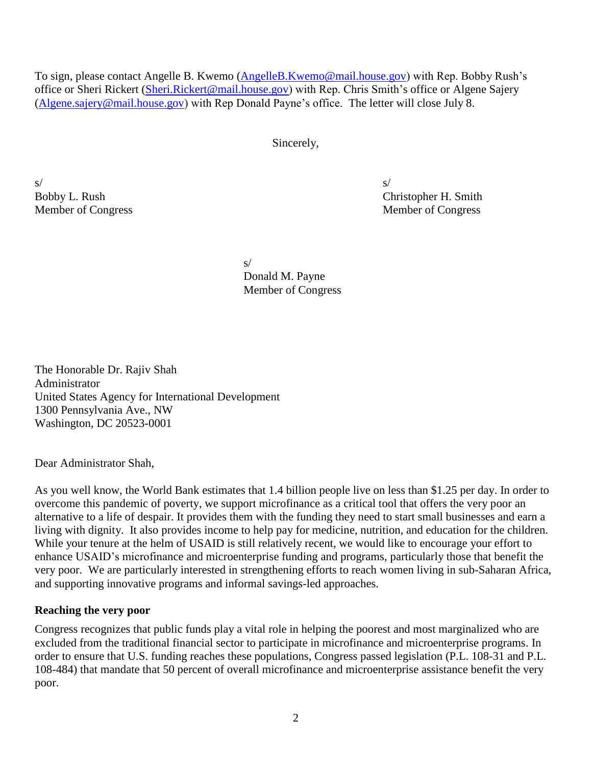To sign, please contact Angelle B. Kwemo (AngelleB.Kwemo@mail.house.gov) with Rep. Bobby Rush's office or Sheri Rickert (Sheri.Rickert@mail.house.gov) with Rep. Chris Smith's office or Algene Sajery (Algene.sajery@mail.house.gov) with Rep Donald Payne's office. The letter will close July 8.

Sincerely,

s/
Bobby L. Rush
Member of Congress

s/
Christopher H. Smith
Member of Congress

s/
Donald M. Payne
Member of Congress

The Honorable Dr. Rajiv Shah
Administrator
United States Agency for International Development
1300 Pennsylvania Ave., NW
Washington, DC 20523-0001

Dear Administrator Shah,

As you well know, the World Bank estimates that 1.4 billion people live on less than $1.25 per day. In order to overcome this pandemic of poverty, we support microfinance as a critical tool that offers the very poor an alternative to a life of despair. It provides them with the funding they need to start small businesses and earn a living with dignity. It also provides income to help pay for medicine, nutrition, and education for the children. While your tenure at the helm of USAID is still relatively recent, we would like to encourage your effort to enhance USAID's microfinance and microenterprise funding and programs, particularly those that benefit the very poor. We are particularly interested in strengthening efforts to reach women living in sub-Saharan Africa, and supporting innovative programs and informal savings-led approaches.

**Reaching the very poor**

Congress recognizes that public funds play a vital role in helping the poorest and most marginalized who are excluded from the traditional financial sector to participate in microfinance and microenterprise programs. In order to ensure that U.S. funding reaches these populations, Congress passed legislation (P.L. 108-31 and P.L. 108-484) that mandate that 50 percent of overall microfinance and microenterprise assistance benefit the very poor.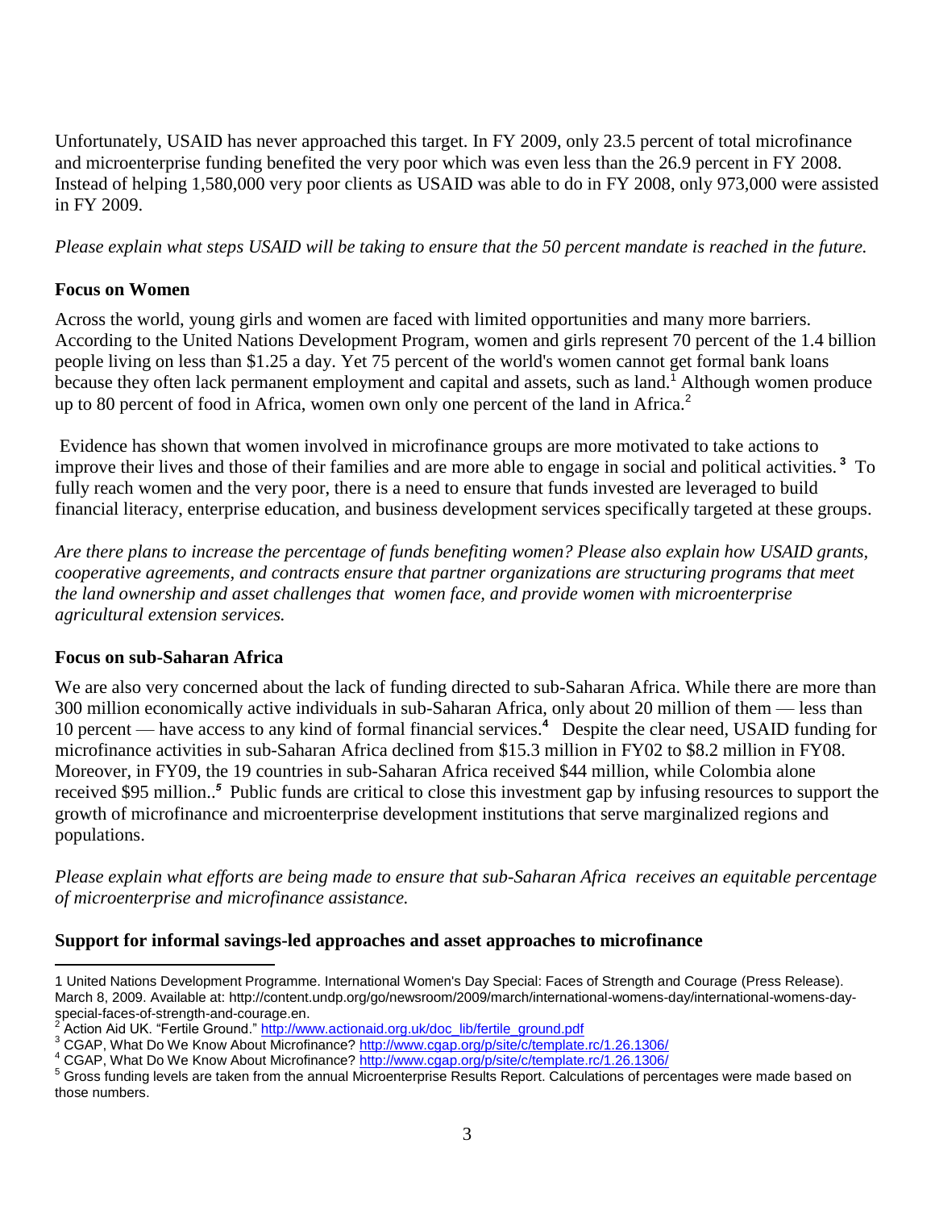Unfortunately, USAID has never approached this target. In FY 2009, only 23.5 percent of total microfinance and microenterprise funding benefited the very poor which was even less than the 26.9 percent in FY 2008. Instead of helping 1,580,000 very poor clients as USAID was able to do in FY 2008, only 973,000 were assisted in FY 2009.

*Please explain what steps USAID will be taking to ensure that the 50 percent mandate is reached in the future.*

**Focus on Women**

Across the world, young girls and women are faced with limited opportunities and many more barriers. According to the United Nations Development Program, women and girls represent 70 percent of the 1.4 billion people living on less than $1.25 a day. Yet 75 percent of the world's women cannot get formal bank loans because they often lack permanent employment and capital and assets, such as land.[1] Although women produce up to 80 percent of food in Africa, women own only one percent of the land in Africa.[2]

Evidence has shown that women involved in microfinance groups are more motivated to take actions to improve their lives and those of their families and are more able to engage in social and political activities.[3] To fully reach women and the very poor, there is a need to ensure that funds invested are leveraged to build financial literacy, enterprise education, and business development services specifically targeted at these groups.

*Are there plans to increase the percentage of funds benefiting women? Please also explain how USAID grants, cooperative agreements, and contracts ensure that partner organizations are structuring programs that meet the land ownership and asset challenges that women face, and provide women with microenterprise agricultural extension services.*

**Focus on sub-Saharan Africa**

We are also very concerned about the lack of funding directed to sub-Saharan Africa. While there are more than 300 million economically active individuals in sub-Saharan Africa, only about 20 million of them — less than 10 percent — have access to any kind of formal financial services.[4] Despite the clear need, USAID funding for microfinance activities in sub-Saharan Africa declined from $15.3 million in FY02 to $8.2 million in FY08. Moreover, in FY09, the 19 countries in sub-Saharan Africa received $44 million, while Colombia alone received $95 million..[5] Public funds are critical to close this investment gap by infusing resources to support the growth of microfinance and microenterprise development institutions that serve marginalized regions and populations.

*Please explain what efforts are being made to ensure that sub-Saharan Africa receives an equitable percentage of microenterprise and microfinance assistance.*

**Support for informal savings-led approaches and asset approaches to microfinance**

---

1 United Nations Development Programme. International Women's Day Special: Faces of Strength and Courage (Press Release). March 8, 2009. Available at: http://content.undp.org/go/newsroom/2009/march/international-womens-day/international-womens-day-special-faces-of-strength-and-courage.en.

2 Action Aid UK. "Fertile Ground." http://www.actionaid.org.uk/doc_lib/fertile_ground.pdf

3 CGAP, What Do We Know About Microfinance? http://www.cgap.org/p/site/c/template.rc/1.26.1306/

4 CGAP, What Do We Know About Microfinance? http://www.cgap.org/p/site/c/template.rc/1.26.1306/

5 Gross funding levels are taken from the annual Microenterprise Results Report. Calculations of percentages were made based on those numbers.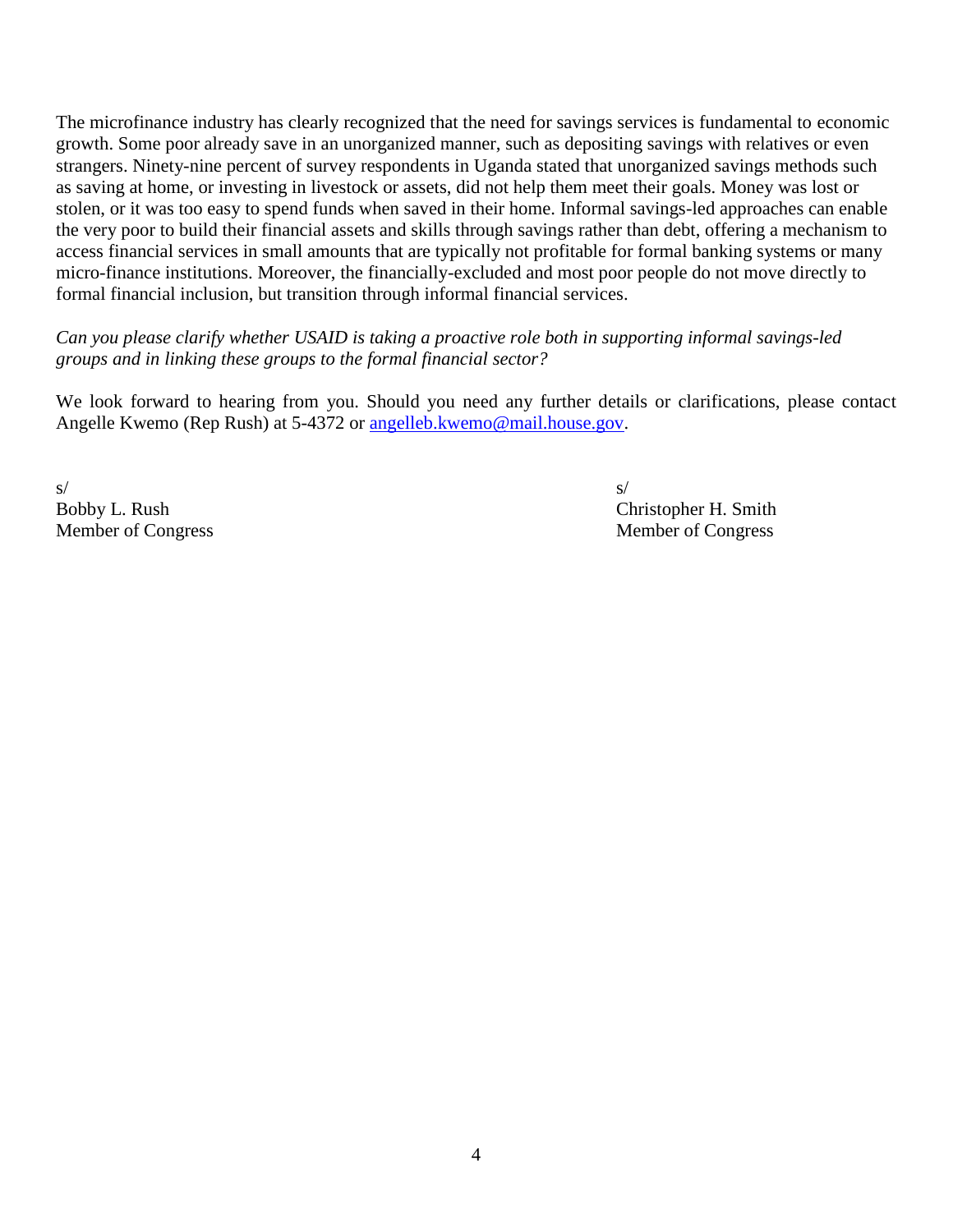The microfinance industry has clearly recognized that the need for savings services is fundamental to economic growth. Some poor already save in an unorganized manner, such as depositing savings with relatives or even strangers. Ninety-nine percent of survey respondents in Uganda stated that unorganized savings methods such as saving at home, or investing in livestock or assets, did not help them meet their goals. Money was lost or stolen, or it was too easy to spend funds when saved in their home. Informal savings-led approaches can enable the very poor to build their financial assets and skills through savings rather than debt, offering a mechanism to access financial services in small amounts that are typically not profitable for formal banking systems or many micro-finance institutions. Moreover, the financially-excluded and most poor people do not move directly to formal financial inclusion, but transition through informal financial services.

*Can you please clarify whether USAID is taking a proactive role both in supporting informal savings-led groups and in linking these groups to the formal financial sector?*

We look forward to hearing from you. Should you need any further details or clarifications, please contact Angelle Kwemo (Rep Rush) at 5-4372 or [angelleb.kwemo@mail.house.gov](mailto:angelleb.kwemo@mail.house.gov).

s/
Bobby L. Rush
Member of Congress

s/
Christopher H. Smith
Member of Congress